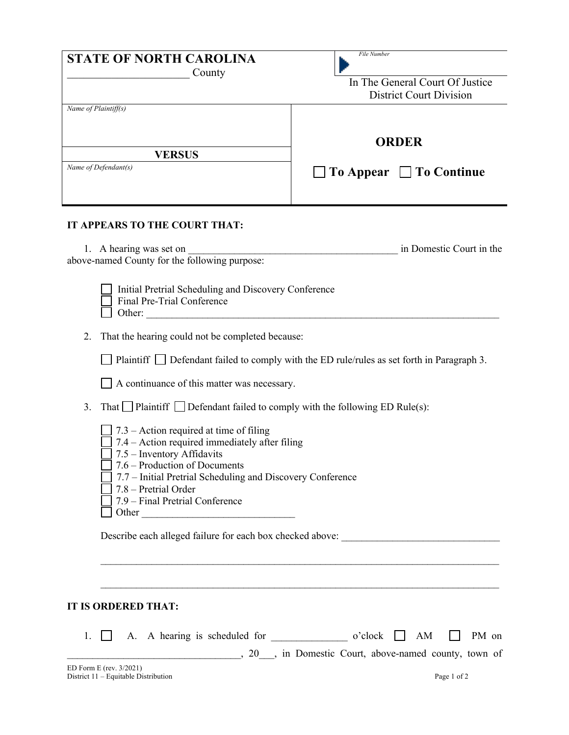**STATE OF NORTH CAROLINA**

_______________________ County

*File Number*

In The General Court Of Justice
District Court Division

*Name of Plaintiff(s)*

**VERSUS**

*Name of Defendant(s)*

## ORDER

☐ **To Appear** ☐ **To Continue**

**IT APPEARS TO THE COURT THAT:**

1. A hearing was set on __________________________________________ in Domestic Court in the above-named County for the following purpose:

   ☐ Initial Pretrial Scheduling and Discovery Conference
   ☐ Final Pre-Trial Conference
   ☐ Other: ______________________________________________________________________

2. That the hearing could not be completed because:

   ☐ Plaintiff ☐ Defendant failed to comply with the ED rule/rules as set forth in Paragraph 3.

   ☐ A continuance of this matter was necessary.

3. That ☐ Plaintiff ☐ Defendant failed to comply with the following ED Rule(s):

   ☐ 7.3 – Action required at time of filing
   ☐ 7.4 – Action required immediately after filing
   ☐ 7.5 – Inventory Affidavits
   ☐ 7.6 – Production of Documents
   ☐ 7.7 – Initial Pretrial Scheduling and Discovery Conference
   ☐ 7.8 – Pretrial Order
   ☐ 7.9 – Final Pretrial Conference
   ☐ Other ______________________________

   Describe each alleged failure for each box checked above: ______________________________

   ________________________________________________________________________________

   ________________________________________________________________________________

**IT IS ORDERED THAT:**

1. ☐ A. A hearing is scheduled for ______________ o'clock ☐ AM ☐ PM on __________________________________, 20___, in Domestic Court, above-named county, town of

ED Form E (rev. 3/2021)
District 11 – Equitable Distribution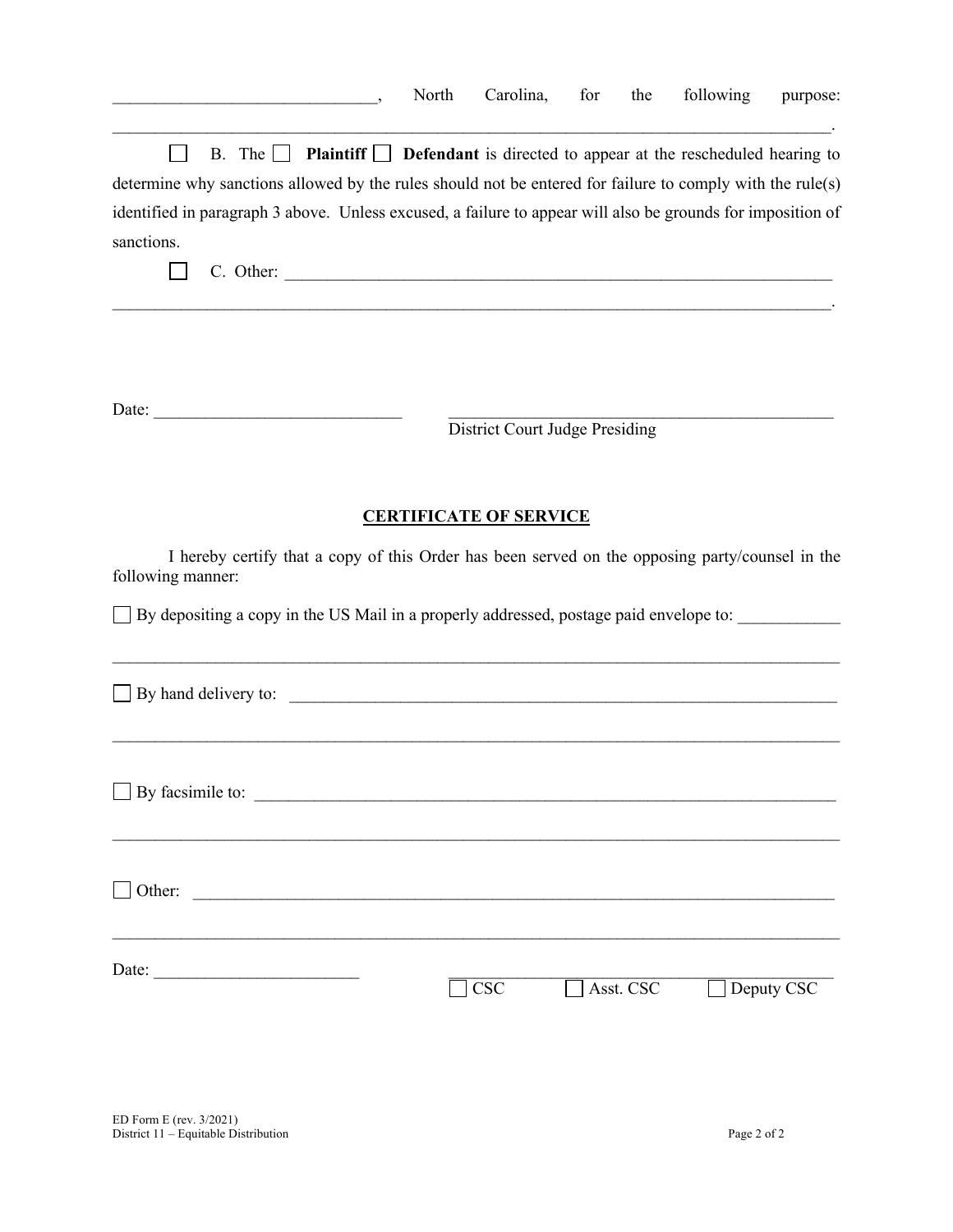______________________________, North Carolina, for the following purpose: ________________________________________________________________________________.

☐ B. The ☐ **Plaintiff** ☐ **Defendant** is directed to appear at the rescheduled hearing to determine why sanctions allowed by the rules should not be entered for failure to comply with the rule(s) identified in paragraph 3 above. Unless excused, a failure to appear will also be grounds for imposition of sanctions.

☐ C. Other: ________________________________________________________________
________________________________________________________________________________.

Date: ____________________________

_____________________________________________
District Court Judge Presiding

## CERTIFICATE OF SERVICE

I hereby certify that a copy of this Order has been served on the opposing party/counsel in the following manner:

☐ By depositing a copy in the US Mail in a properly addressed, postage paid envelope to: ____________
________________________________________________________________________________

☐ By hand delivery to: ___________________________________________________________
________________________________________________________________________________

☐ By facsimile to: _______________________________________________________________
________________________________________________________________________________

☐ Other: _______________________________________________________________________
________________________________________________________________________________

Date: ________________________

_____________________________________________
☐ CSC ☐ Asst. CSC ☐ Deputy CSC

ED Form E (rev. 3/2021)
District 11 – Equitable Distribution